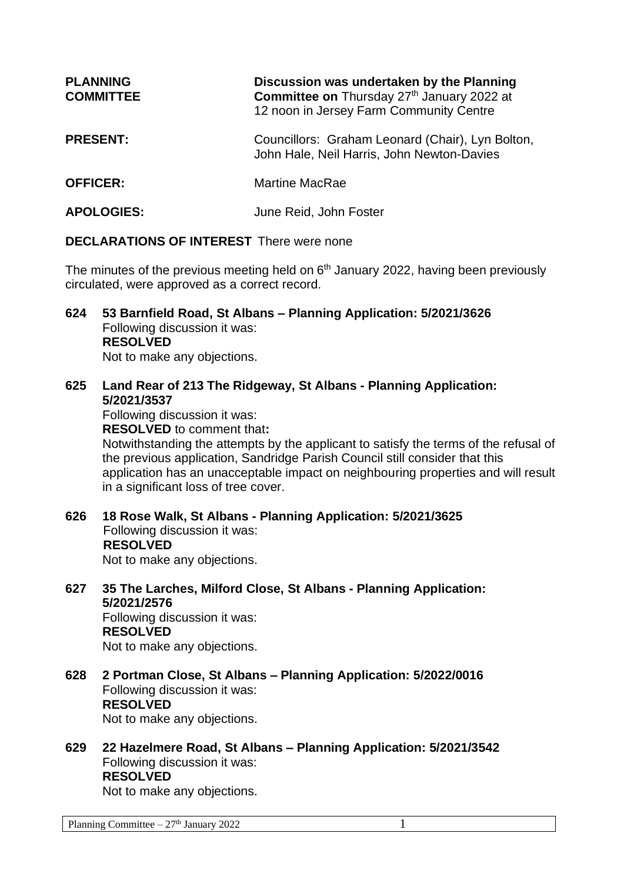| | |
|---|---|
| **PLANNING COMMITTEE** | **Discussion was undertaken by the Planning Committee on** Thursday 27th January 2022 at 12 noon in Jersey Farm Community Centre |
| **PRESENT:** | Councillors: Graham Leonard (Chair), Lyn Bolton, John Hale, Neil Harris, John Newton-Davies |
| **OFFICER:** | Martine MacRae |
| **APOLOGIES:** | June Reid, John Foster |

**DECLARATIONS OF INTEREST** There were none

The minutes of the previous meeting held on 6th January 2022, having been previously circulated, were approved as a correct record.

**624 53 Barnfield Road, St Albans – Planning Application: 5/2021/3626**
Following discussion it was:
**RESOLVED**
Not to make any objections.

**625 Land Rear of 213 The Ridgeway, St Albans - Planning Application: 5/2021/3537**
Following discussion it was:
**RESOLVED** to comment that**:**
Notwithstanding the attempts by the applicant to satisfy the terms of the refusal of the previous application, Sandridge Parish Council still consider that this application has an unacceptable impact on neighbouring properties and will result in a significant loss of tree cover.

**626 18 Rose Walk, St Albans - Planning Application: 5/2021/3625**
Following discussion it was:
**RESOLVED**
Not to make any objections.

**627 35 The Larches, Milford Close, St Albans - Planning Application: 5/2021/2576**
Following discussion it was:
**RESOLVED**
Not to make any objections.

**628 2 Portman Close, St Albans – Planning Application: 5/2022/0016**
Following discussion it was:
**RESOLVED**
Not to make any objections.

**629 22 Hazelmere Road, St Albans – Planning Application: 5/2021/3542**
Following discussion it was:
**RESOLVED**
Not to make any objections.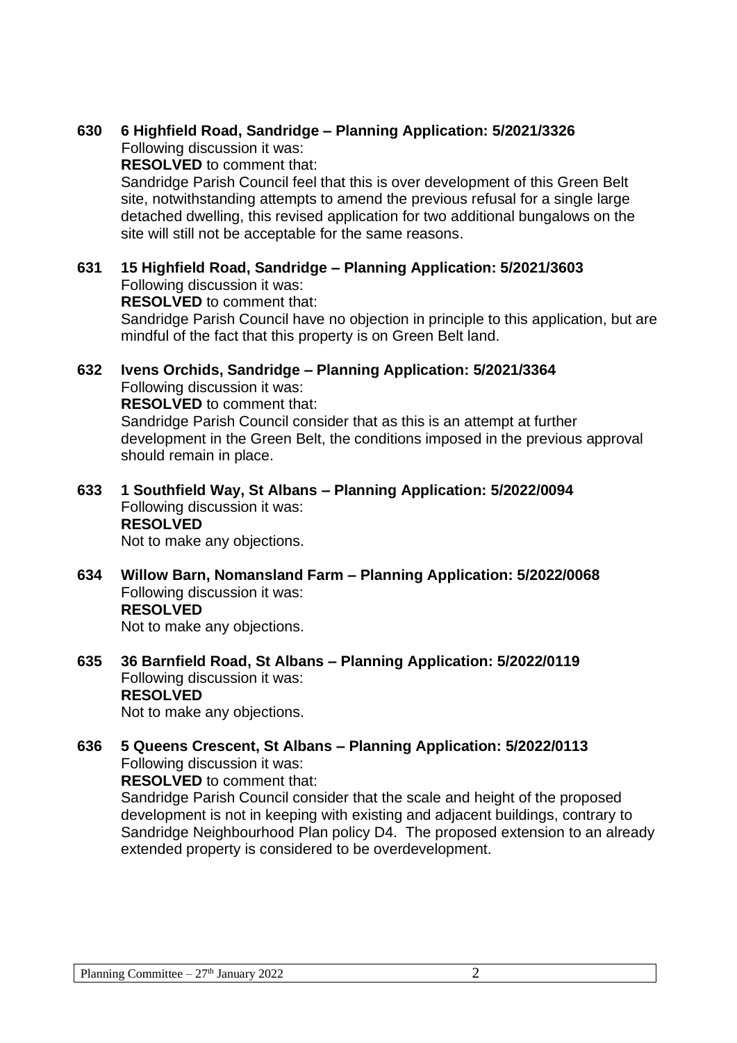**630 6 Highfield Road, Sandridge – Planning Application: 5/2021/3326**

Following discussion it was:

**RESOLVED** to comment that:

Sandridge Parish Council feel that this is over development of this Green Belt site, notwithstanding attempts to amend the previous refusal for a single large detached dwelling, this revised application for two additional bungalows on the site will still not be acceptable for the same reasons.

**631 15 Highfield Road, Sandridge – Planning Application: 5/2021/3603**

Following discussion it was:

**RESOLVED** to comment that:

Sandridge Parish Council have no objection in principle to this application, but are mindful of the fact that this property is on Green Belt land.

**632 Ivens Orchids, Sandridge – Planning Application: 5/2021/3364**

Following discussion it was:

**RESOLVED** to comment that:

Sandridge Parish Council consider that as this is an attempt at further development in the Green Belt, the conditions imposed in the previous approval should remain in place.

**633 1 Southfield Way, St Albans – Planning Application: 5/2022/0094**

Following discussion it was:

**RESOLVED**

Not to make any objections.

**634 Willow Barn, Nomansland Farm – Planning Application: 5/2022/0068**

Following discussion it was:

**RESOLVED**

Not to make any objections.

**635 36 Barnfield Road, St Albans – Planning Application: 5/2022/0119**

Following discussion it was:

**RESOLVED**

Not to make any objections.

**636 5 Queens Crescent, St Albans – Planning Application: 5/2022/0113**

Following discussion it was:

**RESOLVED** to comment that:

Sandridge Parish Council consider that the scale and height of the proposed development is not in keeping with existing and adjacent buildings, contrary to Sandridge Neighbourhood Plan policy D4. The proposed extension to an already extended property is considered to be overdevelopment.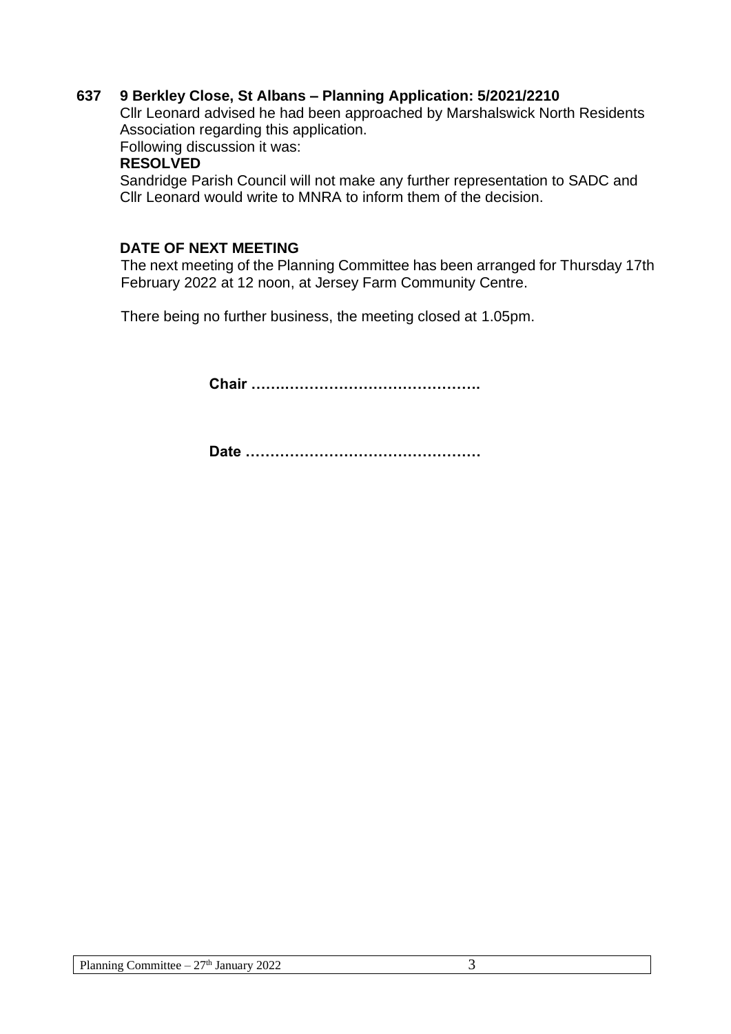**637 9 Berkley Close, St Albans – Planning Application: 5/2021/2210**

Cllr Leonard advised he had been approached by Marshalswick North Residents Association regarding this application.

Following discussion it was:

**RESOLVED**

Sandridge Parish Council will not make any further representation to SADC and Cllr Leonard would write to MNRA to inform them of the decision.

**DATE OF NEXT MEETING**

The next meeting of the Planning Committee has been arranged for Thursday 17th February 2022 at 12 noon, at Jersey Farm Community Centre.

There being no further business, the meeting closed at 1.05pm.

**Chair ……………………………………….**

**Date …………………………………………**